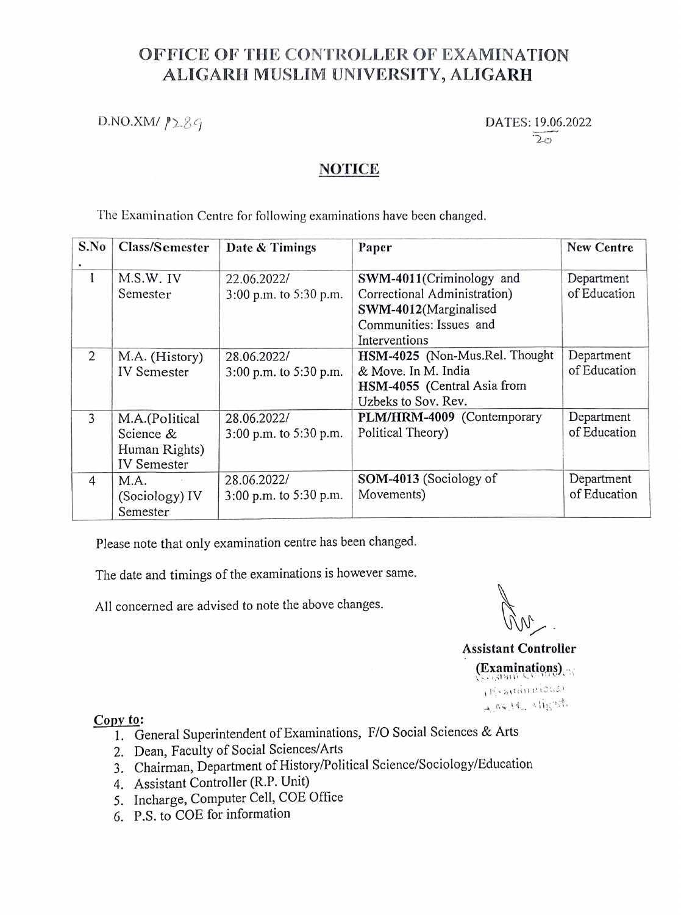# OFFICE OF THE CONTROLLER OF EXAMINATION
# ALIGARH MUSLIM UNIVERSITY, ALIGARH

D.NO.XM/ 1289 DATES: 19.06.2022 20

## NOTICE

The Examination Centre for following examinations have been changed.

| S.No. | Class/Semester | Date & Timings | Paper | New Centre |
|---|---|---|---|---|
| 1 | M.S.W. IV Semester | 22.06.2022/ 3:00 p.m. to 5:30 p.m. | **SWM-4011**(Criminology and Correctional Administration) **SWM-4012**(Marginalised Communities: Issues and Interventions | Department of Education |
| 2 | M.A. (History) IV Semester | 28.06.2022/ 3:00 p.m. to 5:30 p.m. | **HSM-4025** (Non-Mus.Rel. Thought & Move. In M. India **HSM-4055** (Central Asia from Uzbeks to Sov. Rev. | Department of Education |
| 3 | M.A.(Political Science & Human Rights) IV Semester | 28.06.2022/ 3:00 p.m. to 5:30 p.m. | **PLM/HRM-4009** (Contemporary Political Theory) | Department of Education |
| 4 | M.A. (Sociology) IV Semester | 28.06.2022/ 3:00 p.m. to 5:30 p.m. | **SOM-4013** (Sociology of Movements) | Department of Education |

Please note that only examination centre has been changed.

The date and timings of the examinations is however same.

All concerned are advised to note the above changes.

**Assistant Controller**
**(Examinations)**

**Copy to:**

1. General Superintendent of Examinations, F/O Social Sciences & Arts
2. Dean, Faculty of Social Sciences/Arts
3. Chairman, Department of History/Political Science/Sociology/Education
4. Assistant Controller (R.P. Unit)
5. Incharge, Computer Cell, COE Office
6. P.S. to COE for information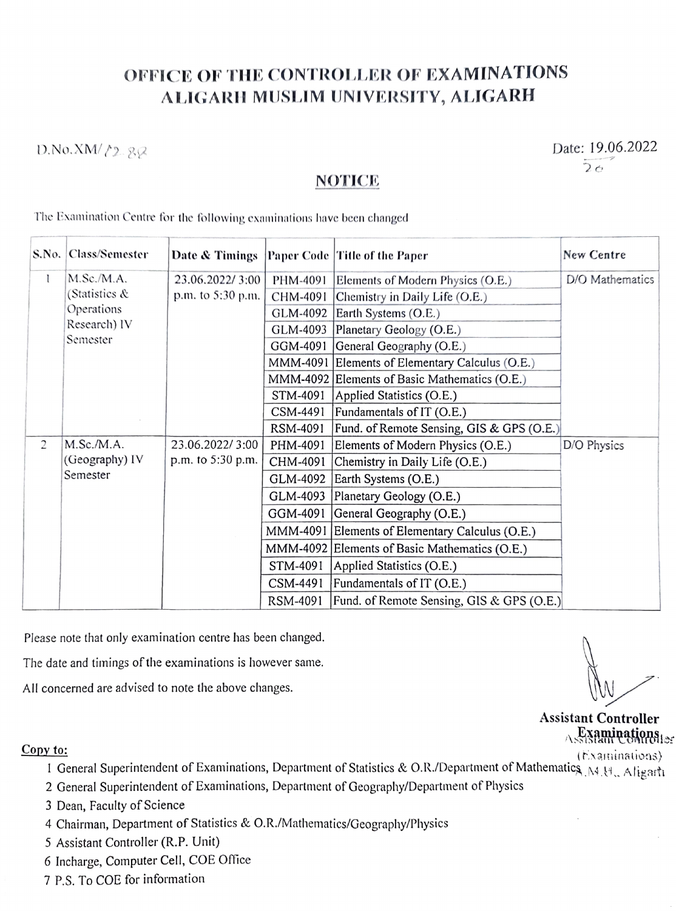# OFFICE OF THE CONTROLLER OF EXAMINATIONS
# ALIGARH MUSLIM UNIVERSITY, ALIGARH

D.No.XM/ 12 82

Date: 19.06.2022

20

## NOTICE

The Examination Centre for the following examinations have been changed

| S.No. | Class/Semester | Date & Timings | Paper Code | Title of the Paper | New Centre |
|---|---|---|---|---|---|
| 1 | M.Sc./M.A. (Statistics & Operations Research) IV Semester | 23.06.2022/ 3:00 p.m. to 5:30 p.m. | PHM-4091 | Elements of Modern Physics (O.E.) | D/O Mathematics |
| | | | CHM-4091 | Chemistry in Daily Life (O.E.) | |
| | | | GLM-4092 | Earth Systems (O.E.) | |
| | | | GLM-4093 | Planetary Geology (O.E.) | |
| | | | GGM-4091 | General Geography (O.E.) | |
| | | | MMM-4091 | Elements of Elementary Calculus (O.E.) | |
| | | | MMM-4092 | Elements of Basic Mathematics (O.E.) | |
| | | | STM-4091 | Applied Statistics (O.E.) | |
| | | | CSM-4491 | Fundamentals of IT (O.E.) | |
| | | | RSM-4091 | Fund. of Remote Sensing, GIS & GPS (O.E.) | |
| 2 | M.Sc./M.A. (Geography) IV Semester | 23.06.2022/ 3:00 p.m. to 5:30 p.m. | PHM-4091 | Elements of Modern Physics (O.E.) | D/O Physics |
| | | | CHM-4091 | Chemistry in Daily Life (O.E.) | |
| | | | GLM-4092 | Earth Systems (O.E.) | |
| | | | GLM-4093 | Planetary Geology (O.E.) | |
| | | | GGM-4091 | General Geography (O.E.) | |
| | | | MMM-4091 | Elements of Elementary Calculus (O.E.) | |
| | | | MMM-4092 | Elements of Basic Mathematics (O.E.) | |
| | | | STM-4091 | Applied Statistics (O.E.) | |
| | | | CSM-4491 | Fundamentals of IT (O.E.) | |
| | | | RSM-4091 | Fund. of Remote Sensing, GIS & GPS (O.E.) | |

Please note that only examination centre has been changed.

The date and timings of the examinations is however same.

All concerned are advised to note the above changes.

**Assistant Controller**
**Examinations**

Assistant Controller
(Examinations)
A.M.U., Aligarh

**Copy to:**

1. General Superintendent of Examinations, Department of Statistics & O.R./Department of Mathematics
2. General Superintendent of Examinations, Department of Geography/Department of Physics
3. Dean, Faculty of Science
4. Chairman, Department of Statistics & O.R./Mathematics/Geography/Physics
5. Assistant Controller (R.P. Unit)
6. Incharge, Computer Cell, COE Office
7. P.S. To COE for information